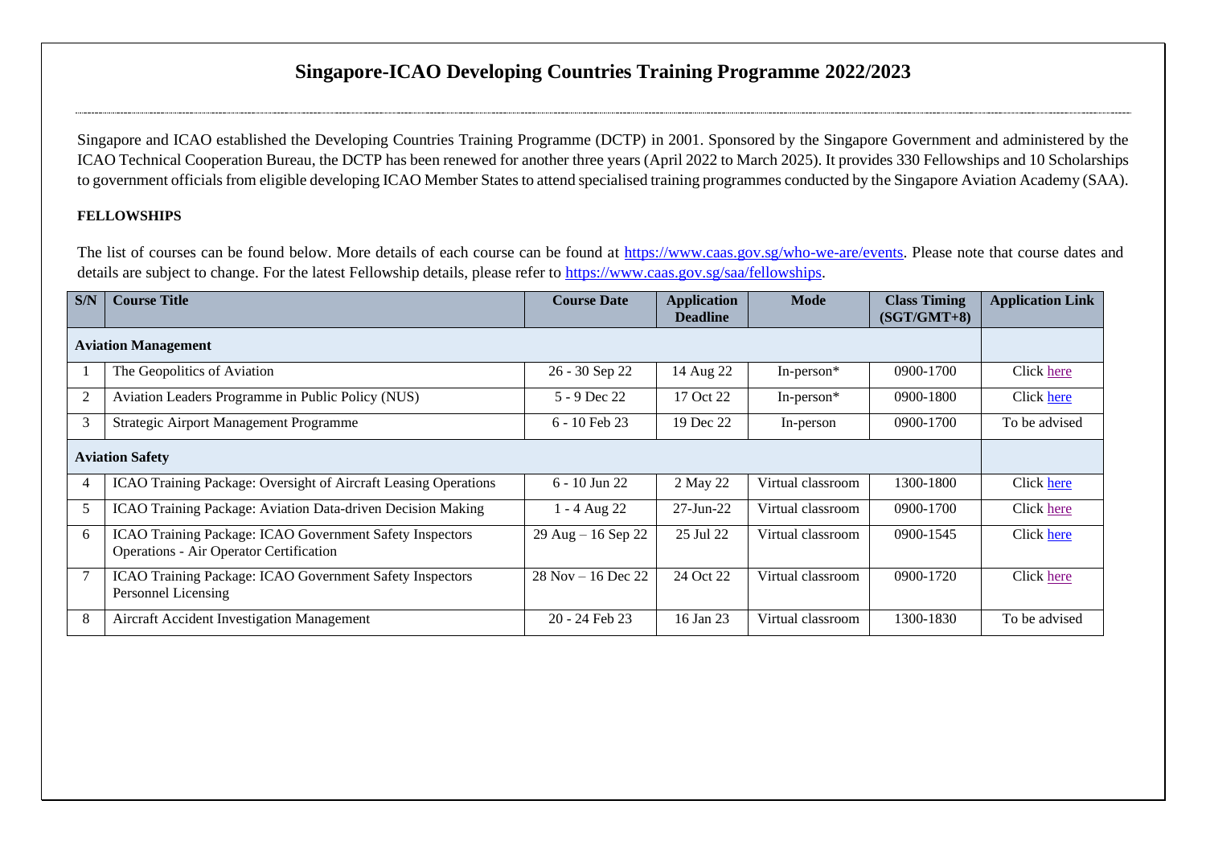# Singapore-ICAO Developing Countries Training Programme 2022/2023

Singapore and ICAO established the Developing Countries Training Programme (DCTP) in 2001. Sponsored by the Singapore Government and administered by the ICAO Technical Cooperation Bureau, the DCTP has been renewed for another three years (April 2022 to March 2025). It provides 330 Fellowships and 10 Scholarships to government officials from eligible developing ICAO Member States to attend specialised training programmes conducted by the Singapore Aviation Academy (SAA).

**FELLOWSHIPS**

The list of courses can be found below. More details of each course can be found at https://www.caas.gov.sg/who-we-are/events. Please note that course dates and details are subject to change. For the latest Fellowship details, please refer to https://www.caas.gov.sg/saa/fellowships.

| S/N | Course Title | Course Date | Application Deadline | Mode | Class Timing (SGT/GMT+8) | Application Link |
|---|---|---|---|---|---|---|
| **Aviation Management** | | | | | | |
| 1 | The Geopolitics of Aviation | 26 - 30 Sep 22 | 14 Aug 22 | In-person* | 0900-1700 | Click here |
| 2 | Aviation Leaders Programme in Public Policy (NUS) | 5 - 9 Dec 22 | 17 Oct 22 | In-person* | 0900-1800 | Click here |
| 3 | Strategic Airport Management Programme | 6 - 10 Feb 23 | 19 Dec 22 | In-person | 0900-1700 | To be advised |
| **Aviation Safety** | | | | | | |
| 4 | ICAO Training Package: Oversight of Aircraft Leasing Operations | 6 - 10 Jun 22 | 2 May 22 | Virtual classroom | 1300-1800 | Click here |
| 5 | ICAO Training Package: Aviation Data-driven Decision Making | 1 - 4 Aug 22 | 27-Jun-22 | Virtual classroom | 0900-1700 | Click here |
| 6 | ICAO Training Package: ICAO Government Safety Inspectors Operations - Air Operator Certification | 29 Aug – 16 Sep 22 | 25 Jul 22 | Virtual classroom | 0900-1545 | Click here |
| 7 | ICAO Training Package: ICAO Government Safety Inspectors Personnel Licensing | 28 Nov – 16 Dec 22 | 24 Oct 22 | Virtual classroom | 0900-1720 | Click here |
| 8 | Aircraft Accident Investigation Management | 20 - 24 Feb 23 | 16 Jan 23 | Virtual classroom | 1300-1830 | To be advised |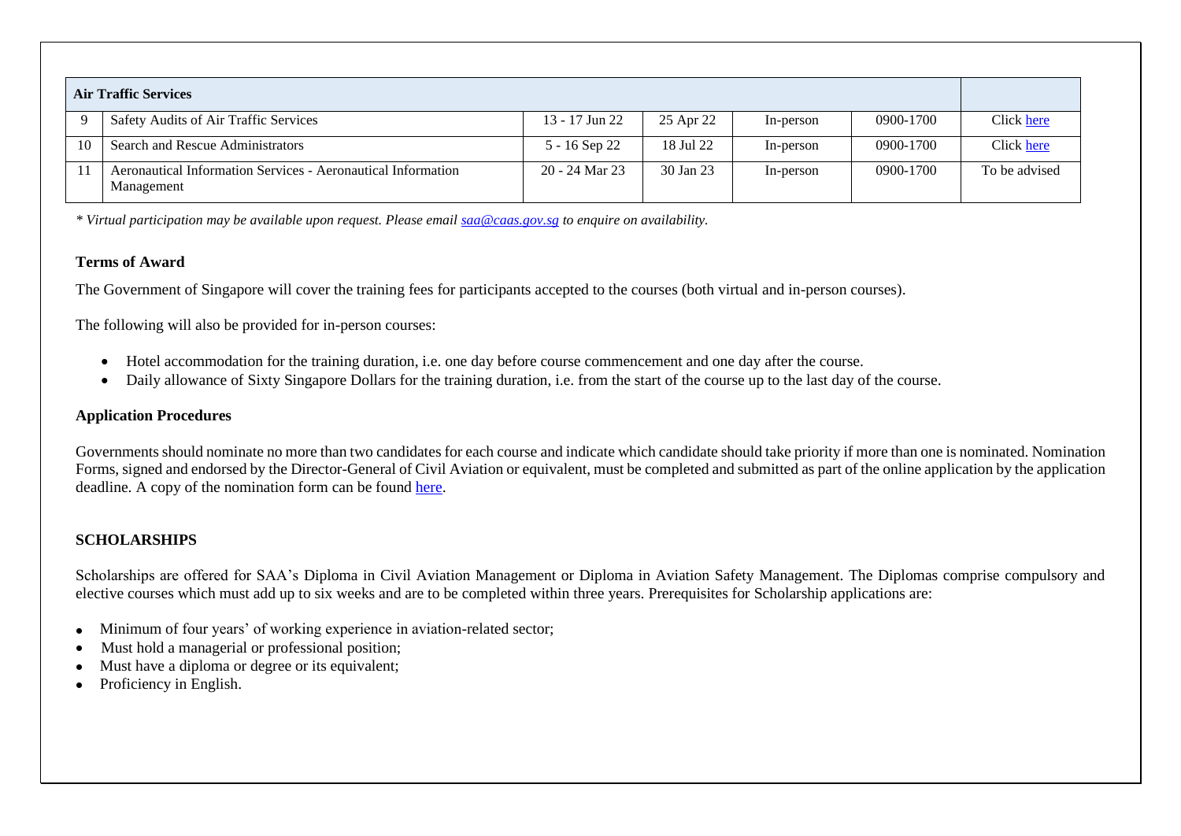| Air Traffic Services | | | | | | | |
|---|---|---|---|---|---|---|---|
| 9 | Safety Audits of Air Traffic Services | 13 - 17 Jun 22 | 25 Apr 22 | In-person | 0900-1700 | Click here |
| 10 | Search and Rescue Administrators | 5 - 16 Sep 22 | 18 Jul 22 | In-person | 0900-1700 | Click here |
| 11 | Aeronautical Information Services - Aeronautical Information Management | 20 - 24 Mar 23 | 30 Jan 23 | In-person | 0900-1700 | To be advised |

*\* Virtual participation may be available upon request. Please email saa@caas.gov.sg to enquire on availability.*

### Terms of Award

The Government of Singapore will cover the training fees for participants accepted to the courses (both virtual and in-person courses).

The following will also be provided for in-person courses:

- Hotel accommodation for the training duration, i.e. one day before course commencement and one day after the course.
- Daily allowance of Sixty Singapore Dollars for the training duration, i.e. from the start of the course up to the last day of the course.

### Application Procedures

Governments should nominate no more than two candidates for each course and indicate which candidate should take priority if more than one is nominated. Nomination Forms, signed and endorsed by the Director-General of Civil Aviation or equivalent, must be completed and submitted as part of the online application by the application deadline. A copy of the nomination form can be found here.

## SCHOLARSHIPS

Scholarships are offered for SAA's Diploma in Civil Aviation Management or Diploma in Aviation Safety Management. The Diplomas comprise compulsory and elective courses which must add up to six weeks and are to be completed within three years. Prerequisites for Scholarship applications are:

- Minimum of four years' of working experience in aviation-related sector;
- Must hold a managerial or professional position;
- Must have a diploma or degree or its equivalent;
- Proficiency in English.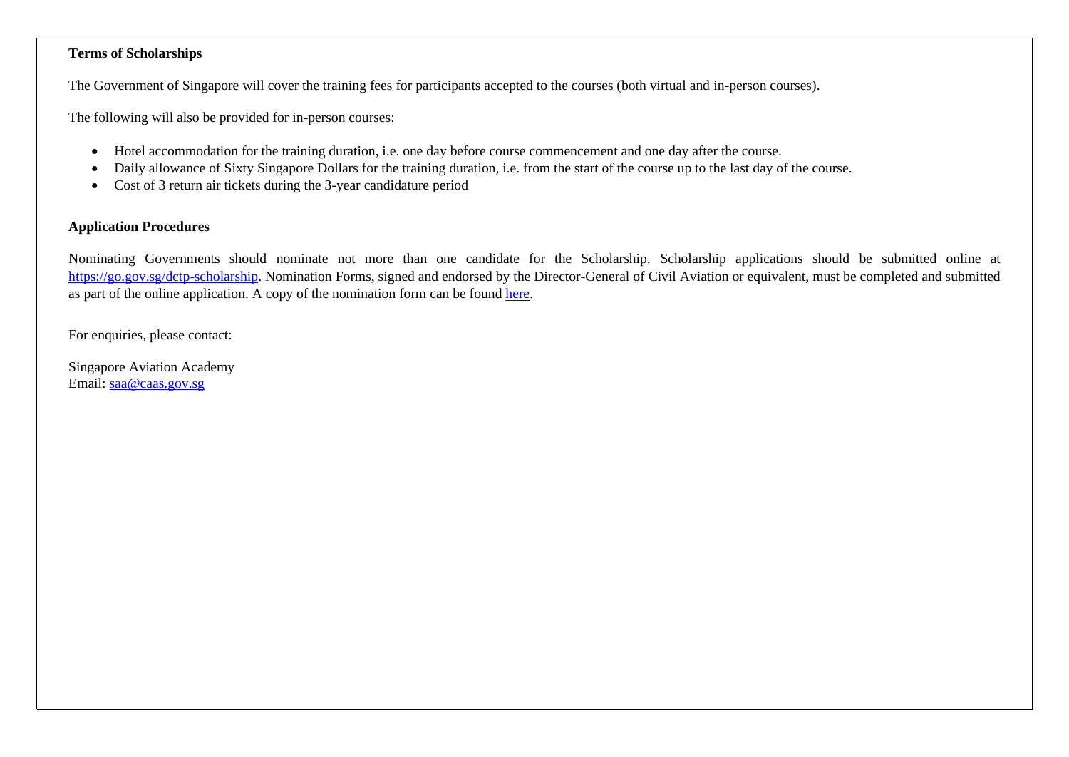**Terms of Scholarships**

The Government of Singapore will cover the training fees for participants accepted to the courses (both virtual and in-person courses).

The following will also be provided for in-person courses:

- Hotel accommodation for the training duration, i.e. one day before course commencement and one day after the course.
- Daily allowance of Sixty Singapore Dollars for the training duration, i.e. from the start of the course up to the last day of the course.
- Cost of 3 return air tickets during the 3-year candidature period

**Application Procedures**

Nominating Governments should nominate not more than one candidate for the Scholarship. Scholarship applications should be submitted online at https://go.gov.sg/dctp-scholarship. Nomination Forms, signed and endorsed by the Director-General of Civil Aviation or equivalent, must be completed and submitted as part of the online application. A copy of the nomination form can be found here.

For enquiries, please contact:

Singapore Aviation Academy
Email: saa@caas.gov.sg